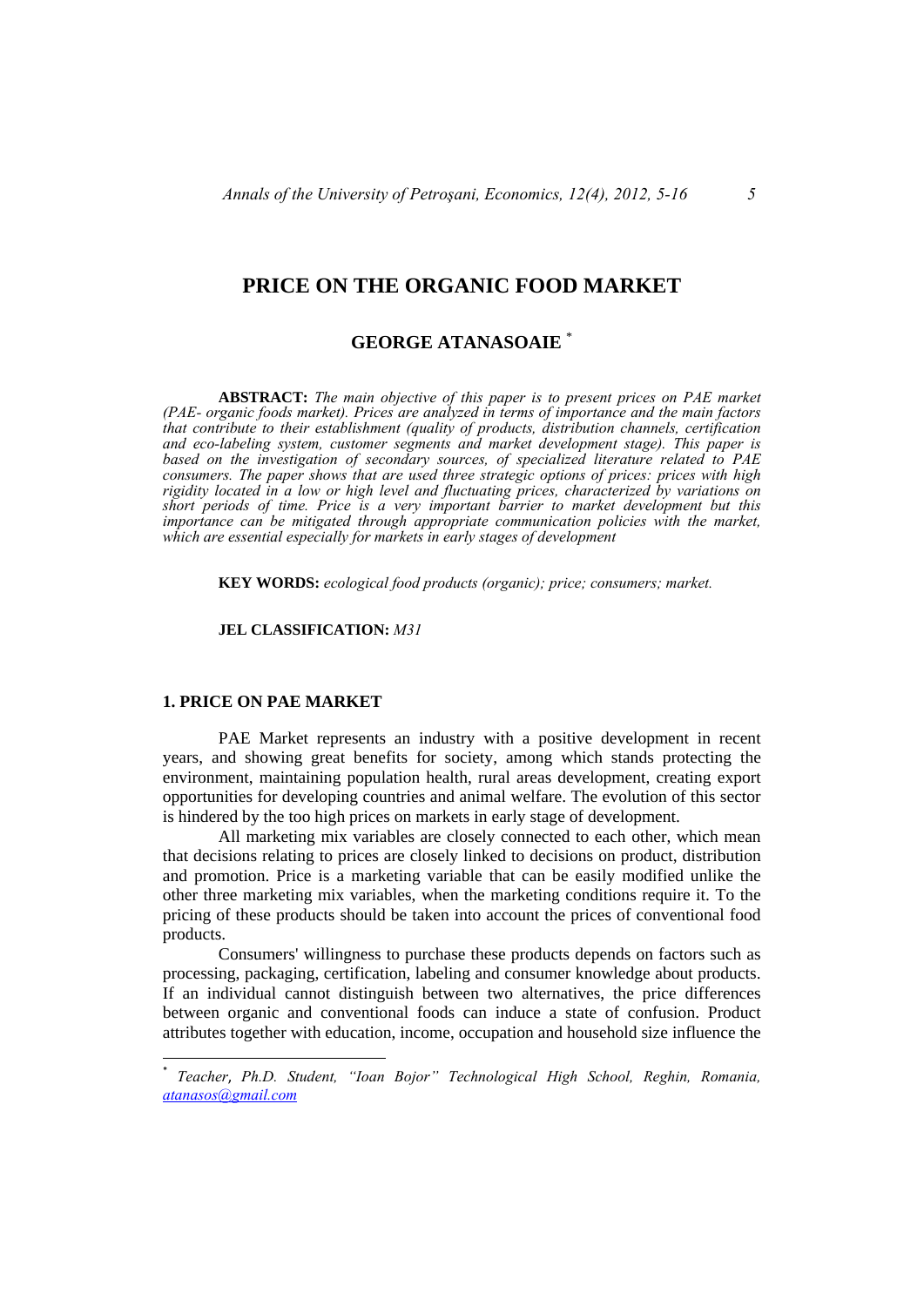# PRICE ON THE ORGANIC FOOD MARKET

## GEORGE ATANASOAIE [*]

**ABSTRACT:** *The main objective of this paper is to present prices on PAE market (PAE- organic foods market). Prices are analyzed in terms of importance and the main factors that contribute to their establishment (quality of products, distribution channels, certification and eco-labeling system, customer segments and market development stage). This paper is based on the investigation of secondary sources, of specialized literature related to PAE consumers. The paper shows that are used three strategic options of prices: prices with high rigidity located in a low or high level and fluctuating prices, characterized by variations on short periods of time. Price is a very important barrier to market development but this importance can be mitigated through appropriate communication policies with the market, which are essential especially for markets in early stages of development*

**KEY WORDS:** *ecological food products (organic); price; consumers; market.*

**JEL CLASSIFICATION:** *M31*

## 1. PRICE ON PAE MARKET

PAE Market represents an industry with a positive development in recent years, and showing great benefits for society, among which stands protecting the environment, maintaining population health, rural areas development, creating export opportunities for developing countries and animal welfare. The evolution of this sector is hindered by the too high prices on markets in early stage of development.

All marketing mix variables are closely connected to each other, which mean that decisions relating to prices are closely linked to decisions on product, distribution and promotion. Price is a marketing variable that can be easily modified unlike the other three marketing mix variables, when the marketing conditions require it. To the pricing of these products should be taken into account the prices of conventional food products.

Consumers' willingness to purchase these products depends on factors such as processing, packaging, certification, labeling and consumer knowledge about products. If an individual cannot distinguish between two alternatives, the price differences between organic and conventional foods can induce a state of confusion. Product attributes together with education, income, occupation and household size influence the

---

[*] *Teacher, Ph.D. Student, "Ioan Bojor" Technological High School, Reghin, Romania, atanasos@gmail.com*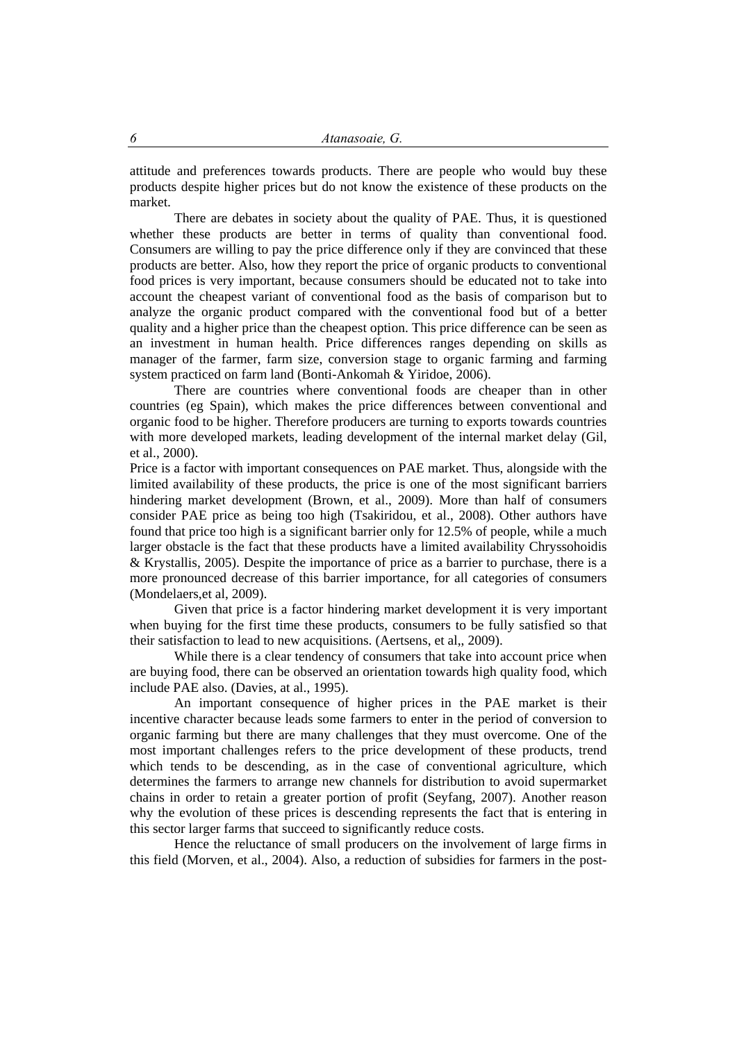attitude and preferences towards products. There are people who would buy these products despite higher prices but do not know the existence of these products on the market.

There are debates in society about the quality of PAE. Thus, it is questioned whether these products are better in terms of quality than conventional food. Consumers are willing to pay the price difference only if they are convinced that these products are better. Also, how they report the price of organic products to conventional food prices is very important, because consumers should be educated not to take into account the cheapest variant of conventional food as the basis of comparison but to analyze the organic product compared with the conventional food but of a better quality and a higher price than the cheapest option. This price difference can be seen as an investment in human health. Price differences ranges depending on skills as manager of the farmer, farm size, conversion stage to organic farming and farming system practiced on farm land (Bonti-Ankomah & Yiridoe, 2006).

There are countries where conventional foods are cheaper than in other countries (eg Spain), which makes the price differences between conventional and organic food to be higher. Therefore producers are turning to exports towards countries with more developed markets, leading development of the internal market delay (Gil, et al., 2000).

Price is a factor with important consequences on PAE market. Thus, alongside with the limited availability of these products, the price is one of the most significant barriers hindering market development (Brown, et al., 2009). More than half of consumers consider PAE price as being too high (Tsakiridou, et al., 2008). Other authors have found that price too high is a significant barrier only for 12.5% of people, while a much larger obstacle is the fact that these products have a limited availability Chryssohoidis & Krystallis, 2005). Despite the importance of price as a barrier to purchase, there is a more pronounced decrease of this barrier importance, for all categories of consumers (Mondelaers,et al, 2009).

Given that price is a factor hindering market development it is very important when buying for the first time these products, consumers to be fully satisfied so that their satisfaction to lead to new acquisitions. (Aertsens, et al,, 2009).

While there is a clear tendency of consumers that take into account price when are buying food, there can be observed an orientation towards high quality food, which include PAE also. (Davies, at al., 1995).

An important consequence of higher prices in the PAE market is their incentive character because leads some farmers to enter in the period of conversion to organic farming but there are many challenges that they must overcome. One of the most important challenges refers to the price development of these products, trend which tends to be descending, as in the case of conventional agriculture, which determines the farmers to arrange new channels for distribution to avoid supermarket chains in order to retain a greater portion of profit (Seyfang, 2007). Another reason why the evolution of these prices is descending represents the fact that is entering in this sector larger farms that succeed to significantly reduce costs.

Hence the reluctance of small producers on the involvement of large firms in this field (Morven, et al., 2004). Also, a reduction of subsidies for farmers in the post-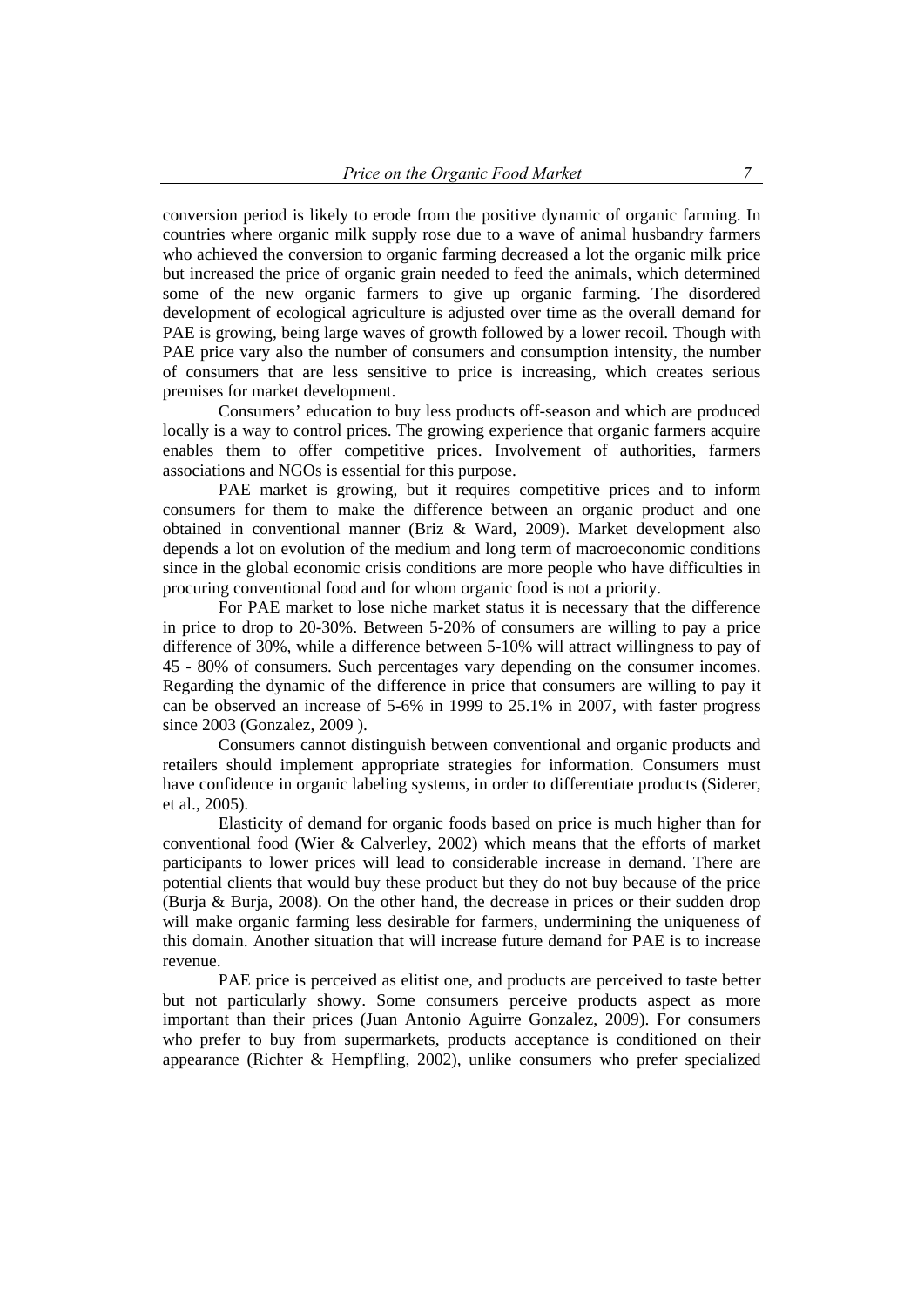conversion period is likely to erode from the positive dynamic of organic farming. In countries where organic milk supply rose due to a wave of animal husbandry farmers who achieved the conversion to organic farming decreased a lot the organic milk price but increased the price of organic grain needed to feed the animals, which determined some of the new organic farmers to give up organic farming. The disordered development of ecological agriculture is adjusted over time as the overall demand for PAE is growing, being large waves of growth followed by a lower recoil. Though with PAE price vary also the number of consumers and consumption intensity, the number of consumers that are less sensitive to price is increasing, which creates serious premises for market development.

Consumers' education to buy less products off-season and which are produced locally is a way to control prices. The growing experience that organic farmers acquire enables them to offer competitive prices. Involvement of authorities, farmers associations and NGOs is essential for this purpose.

PAE market is growing, but it requires competitive prices and to inform consumers for them to make the difference between an organic product and one obtained in conventional manner (Briz & Ward, 2009). Market development also depends a lot on evolution of the medium and long term of macroeconomic conditions since in the global economic crisis conditions are more people who have difficulties in procuring conventional food and for whom organic food is not a priority.

For PAE market to lose niche market status it is necessary that the difference in price to drop to 20-30%. Between 5-20% of consumers are willing to pay a price difference of 30%, while a difference between 5-10% will attract willingness to pay of 45 - 80% of consumers. Such percentages vary depending on the consumer incomes. Regarding the dynamic of the difference in price that consumers are willing to pay it can be observed an increase of 5-6% in 1999 to 25.1% in 2007, with faster progress since 2003 (Gonzalez, 2009 ).

Consumers cannot distinguish between conventional and organic products and retailers should implement appropriate strategies for information. Consumers must have confidence in organic labeling systems, in order to differentiate products (Siderer, et al., 2005).

Elasticity of demand for organic foods based on price is much higher than for conventional food (Wier & Calverley, 2002) which means that the efforts of market participants to lower prices will lead to considerable increase in demand. There are potential clients that would buy these product but they do not buy because of the price (Burja & Burja, 2008). On the other hand, the decrease in prices or their sudden drop will make organic farming less desirable for farmers, undermining the uniqueness of this domain. Another situation that will increase future demand for PAE is to increase revenue.

PAE price is perceived as elitist one, and products are perceived to taste better but not particularly showy. Some consumers perceive products aspect as more important than their prices (Juan Antonio Aguirre Gonzalez, 2009). For consumers who prefer to buy from supermarkets, products acceptance is conditioned on their appearance (Richter & Hempfling, 2002), unlike consumers who prefer specialized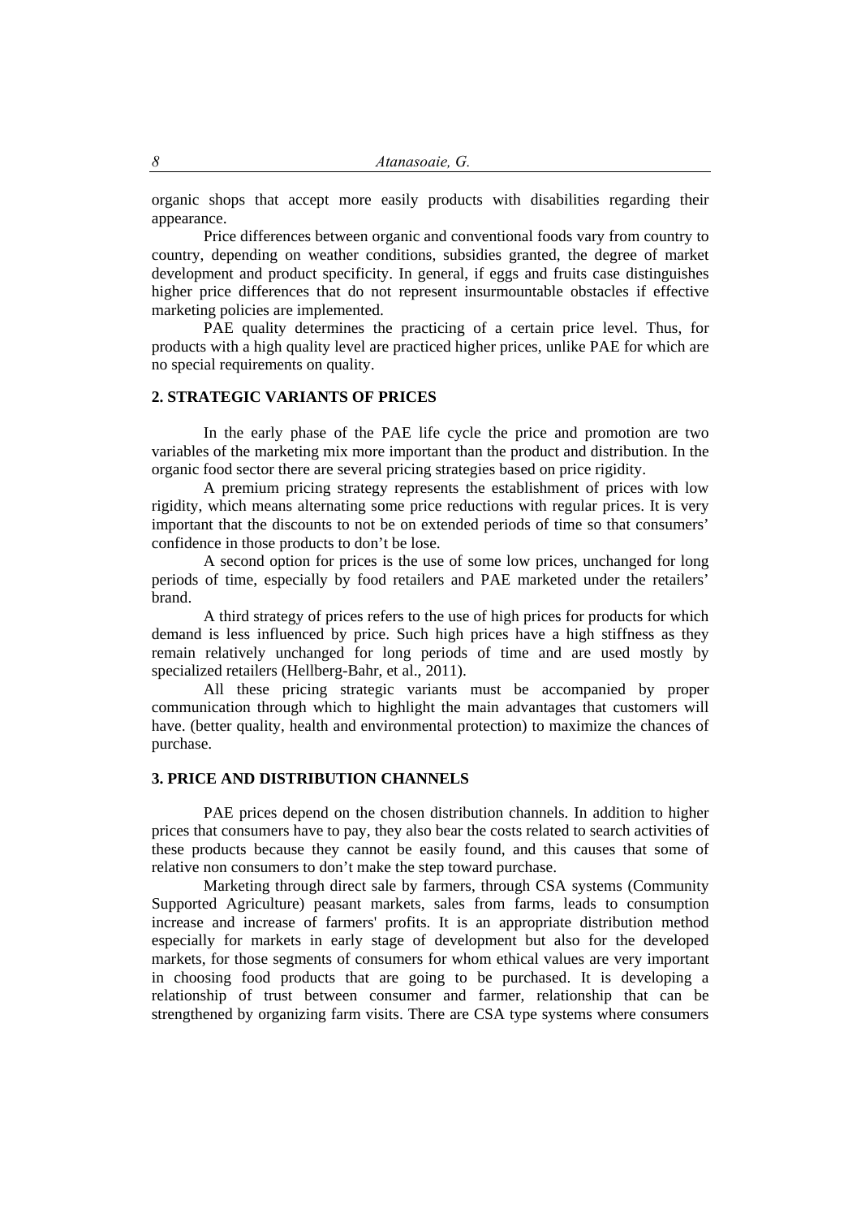organic shops that accept more easily products with disabilities regarding their appearance.

Price differences between organic and conventional foods vary from country to country, depending on weather conditions, subsidies granted, the degree of market development and product specificity. In general, if eggs and fruits case distinguishes higher price differences that do not represent insurmountable obstacles if effective marketing policies are implemented.

PAE quality determines the practicing of a certain price level. Thus, for products with a high quality level are practiced higher prices, unlike PAE for which are no special requirements on quality.

## 2. STRATEGIC VARIANTS OF PRICES

In the early phase of the PAE life cycle the price and promotion are two variables of the marketing mix more important than the product and distribution. In the organic food sector there are several pricing strategies based on price rigidity.

A premium pricing strategy represents the establishment of prices with low rigidity, which means alternating some price reductions with regular prices. It is very important that the discounts to not be on extended periods of time so that consumers' confidence in those products to don't be lose.

A second option for prices is the use of some low prices, unchanged for long periods of time, especially by food retailers and PAE marketed under the retailers' brand.

A third strategy of prices refers to the use of high prices for products for which demand is less influenced by price. Such high prices have a high stiffness as they remain relatively unchanged for long periods of time and are used mostly by specialized retailers (Hellberg-Bahr, et al., 2011).

All these pricing strategic variants must be accompanied by proper communication through which to highlight the main advantages that customers will have. (better quality, health and environmental protection) to maximize the chances of purchase.

## 3. PRICE AND DISTRIBUTION CHANNELS

PAE prices depend on the chosen distribution channels. In addition to higher prices that consumers have to pay, they also bear the costs related to search activities of these products because they cannot be easily found, and this causes that some of relative non consumers to don't make the step toward purchase.

Marketing through direct sale by farmers, through CSA systems (Community Supported Agriculture) peasant markets, sales from farms, leads to consumption increase and increase of farmers' profits. It is an appropriate distribution method especially for markets in early stage of development but also for the developed markets, for those segments of consumers for whom ethical values are very important in choosing food products that are going to be purchased. It is developing a relationship of trust between consumer and farmer, relationship that can be strengthened by organizing farm visits. There are CSA type systems where consumers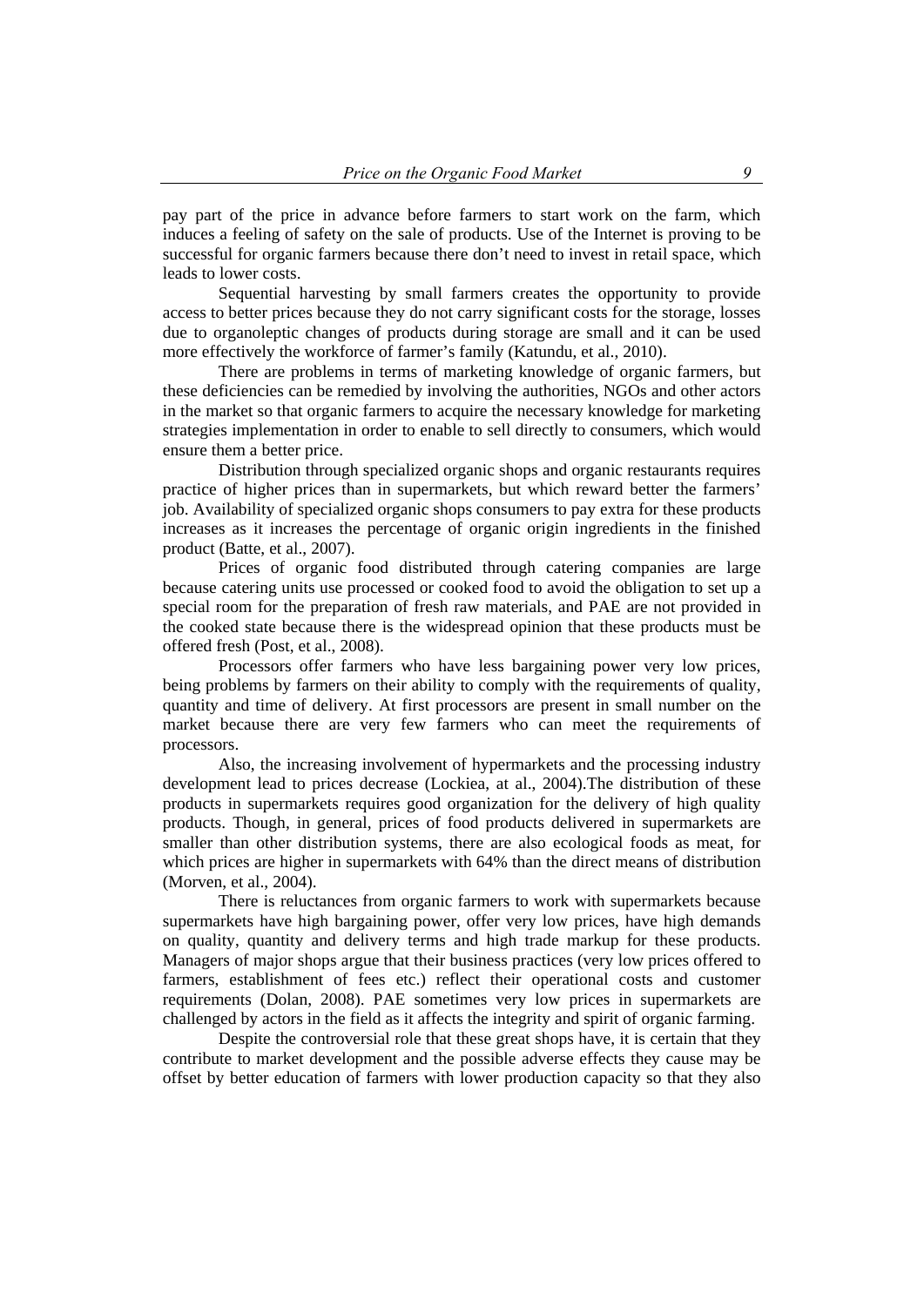pay part of the price in advance before farmers to start work on the farm, which induces a feeling of safety on the sale of products. Use of the Internet is proving to be successful for organic farmers because there don't need to invest in retail space, which leads to lower costs.

Sequential harvesting by small farmers creates the opportunity to provide access to better prices because they do not carry significant costs for the storage, losses due to organoleptic changes of products during storage are small and it can be used more effectively the workforce of farmer's family (Katundu, et al., 2010).

There are problems in terms of marketing knowledge of organic farmers, but these deficiencies can be remedied by involving the authorities, NGOs and other actors in the market so that organic farmers to acquire the necessary knowledge for marketing strategies implementation in order to enable to sell directly to consumers, which would ensure them a better price.

Distribution through specialized organic shops and organic restaurants requires practice of higher prices than in supermarkets, but which reward better the farmers' job. Availability of specialized organic shops consumers to pay extra for these products increases as it increases the percentage of organic origin ingredients in the finished product (Batte, et al., 2007).

Prices of organic food distributed through catering companies are large because catering units use processed or cooked food to avoid the obligation to set up a special room for the preparation of fresh raw materials, and PAE are not provided in the cooked state because there is the widespread opinion that these products must be offered fresh (Post, et al., 2008).

Processors offer farmers who have less bargaining power very low prices, being problems by farmers on their ability to comply with the requirements of quality, quantity and time of delivery. At first processors are present in small number on the market because there are very few farmers who can meet the requirements of processors.

Also, the increasing involvement of hypermarkets and the processing industry development lead to prices decrease (Lockiea, at al., 2004).The distribution of these products in supermarkets requires good organization for the delivery of high quality products. Though, in general, prices of food products delivered in supermarkets are smaller than other distribution systems, there are also ecological foods as meat, for which prices are higher in supermarkets with 64% than the direct means of distribution (Morven, et al., 2004).

There is reluctances from organic farmers to work with supermarkets because supermarkets have high bargaining power, offer very low prices, have high demands on quality, quantity and delivery terms and high trade markup for these products. Managers of major shops argue that their business practices (very low prices offered to farmers, establishment of fees etc.) reflect their operational costs and customer requirements (Dolan, 2008). PAE sometimes very low prices in supermarkets are challenged by actors in the field as it affects the integrity and spirit of organic farming.

Despite the controversial role that these great shops have, it is certain that they contribute to market development and the possible adverse effects they cause may be offset by better education of farmers with lower production capacity so that they also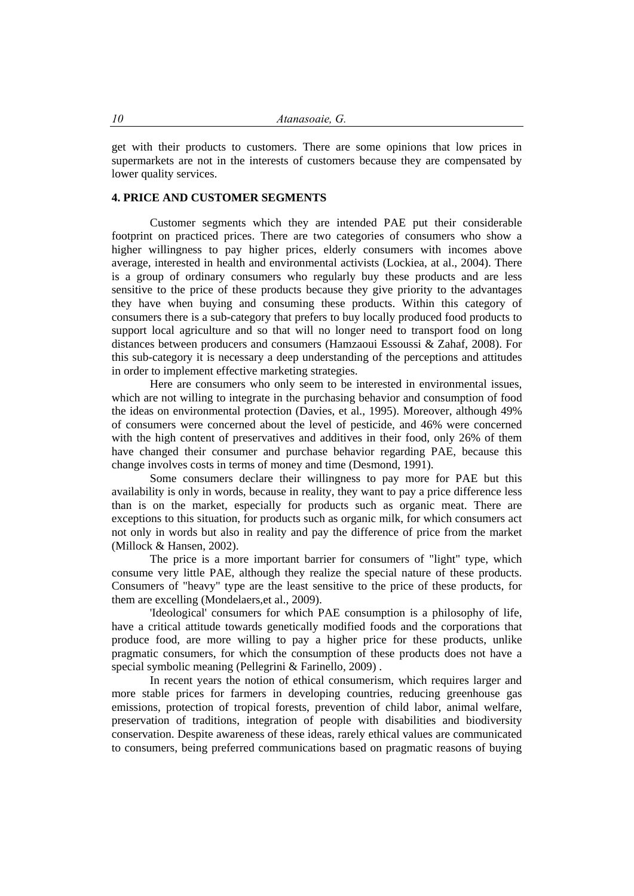get with their products to customers. There are some opinions that low prices in supermarkets are not in the interests of customers because they are compensated by lower quality services.

## 4. PRICE AND CUSTOMER SEGMENTS

Customer segments which they are intended PAE put their considerable footprint on practiced prices. There are two categories of consumers who show a higher willingness to pay higher prices, elderly consumers with incomes above average, interested in health and environmental activists (Lockiea, at al., 2004). There is a group of ordinary consumers who regularly buy these products and are less sensitive to the price of these products because they give priority to the advantages they have when buying and consuming these products. Within this category of consumers there is a sub-category that prefers to buy locally produced food products to support local agriculture and so that will no longer need to transport food on long distances between producers and consumers (Hamzaoui Essoussi & Zahaf, 2008). For this sub-category it is necessary a deep understanding of the perceptions and attitudes in order to implement effective marketing strategies.

Here are consumers who only seem to be interested in environmental issues, which are not willing to integrate in the purchasing behavior and consumption of food the ideas on environmental protection (Davies, et al., 1995). Moreover, although 49% of consumers were concerned about the level of pesticide, and 46% were concerned with the high content of preservatives and additives in their food, only 26% of them have changed their consumer and purchase behavior regarding PAE, because this change involves costs in terms of money and time (Desmond, 1991).

Some consumers declare their willingness to pay more for PAE but this availability is only in words, because in reality, they want to pay a price difference less than is on the market, especially for products such as organic meat. There are exceptions to this situation, for products such as organic milk, for which consumers act not only in words but also in reality and pay the difference of price from the market (Millock & Hansen, 2002).

The price is a more important barrier for consumers of "light" type, which consume very little PAE, although they realize the special nature of these products. Consumers of "heavy" type are the least sensitive to the price of these products, for them are excelling (Mondelaers,et al., 2009).

'Ideological' consumers for which PAE consumption is a philosophy of life, have a critical attitude towards genetically modified foods and the corporations that produce food, are more willing to pay a higher price for these products, unlike pragmatic consumers, for which the consumption of these products does not have a special symbolic meaning (Pellegrini & Farinello, 2009) .

In recent years the notion of ethical consumerism, which requires larger and more stable prices for farmers in developing countries, reducing greenhouse gas emissions, protection of tropical forests, prevention of child labor, animal welfare, preservation of traditions, integration of people with disabilities and biodiversity conservation. Despite awareness of these ideas, rarely ethical values are communicated to consumers, being preferred communications based on pragmatic reasons of buying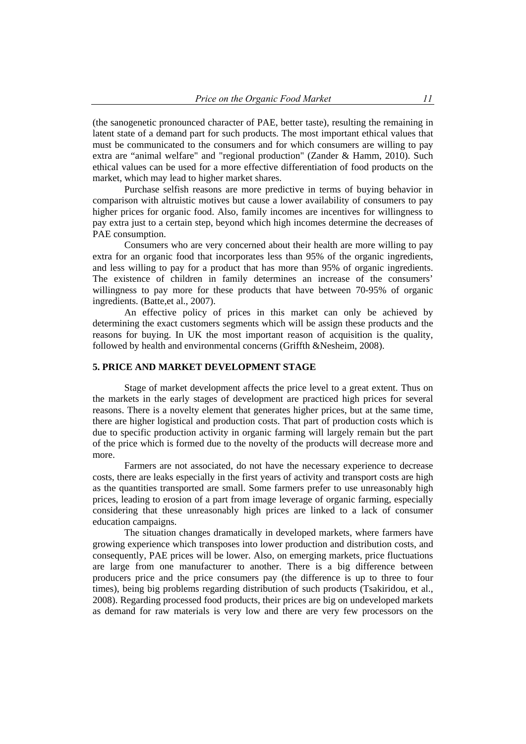(the sanogenetic pronounced character of PAE, better taste), resulting the remaining in latent state of a demand part for such products. The most important ethical values that must be communicated to the consumers and for which consumers are willing to pay extra are "animal welfare" and "regional production" (Zander & Hamm, 2010). Such ethical values can be used for a more effective differentiation of food products on the market, which may lead to higher market shares.

Purchase selfish reasons are more predictive in terms of buying behavior in comparison with altruistic motives but cause a lower availability of consumers to pay higher prices for organic food. Also, family incomes are incentives for willingness to pay extra just to a certain step, beyond which high incomes determine the decreases of PAE consumption.

Consumers who are very concerned about their health are more willing to pay extra for an organic food that incorporates less than 95% of the organic ingredients, and less willing to pay for a product that has more than 95% of organic ingredients. The existence of children in family determines an increase of the consumers' willingness to pay more for these products that have between 70-95% of organic ingredients. (Batte,et al., 2007).

An effective policy of prices in this market can only be achieved by determining the exact customers segments which will be assign these products and the reasons for buying. In UK the most important reason of acquisition is the quality, followed by health and environmental concerns (Griffth &Nesheim, 2008).

## 5. PRICE AND MARKET DEVELOPMENT STAGE

Stage of market development affects the price level to a great extent. Thus on the markets in the early stages of development are practiced high prices for several reasons. There is a novelty element that generates higher prices, but at the same time, there are higher logistical and production costs. That part of production costs which is due to specific production activity in organic farming will largely remain but the part of the price which is formed due to the novelty of the products will decrease more and more.

Farmers are not associated, do not have the necessary experience to decrease costs, there are leaks especially in the first years of activity and transport costs are high as the quantities transported are small. Some farmers prefer to use unreasonably high prices, leading to erosion of a part from image leverage of organic farming, especially considering that these unreasonably high prices are linked to a lack of consumer education campaigns.

The situation changes dramatically in developed markets, where farmers have growing experience which transposes into lower production and distribution costs, and consequently, PAE prices will be lower. Also, on emerging markets, price fluctuations are large from one manufacturer to another. There is a big difference between producers price and the price consumers pay (the difference is up to three to four times), being big problems regarding distribution of such products (Tsakiridou, et al., 2008). Regarding processed food products, their prices are big on undeveloped markets as demand for raw materials is very low and there are very few processors on the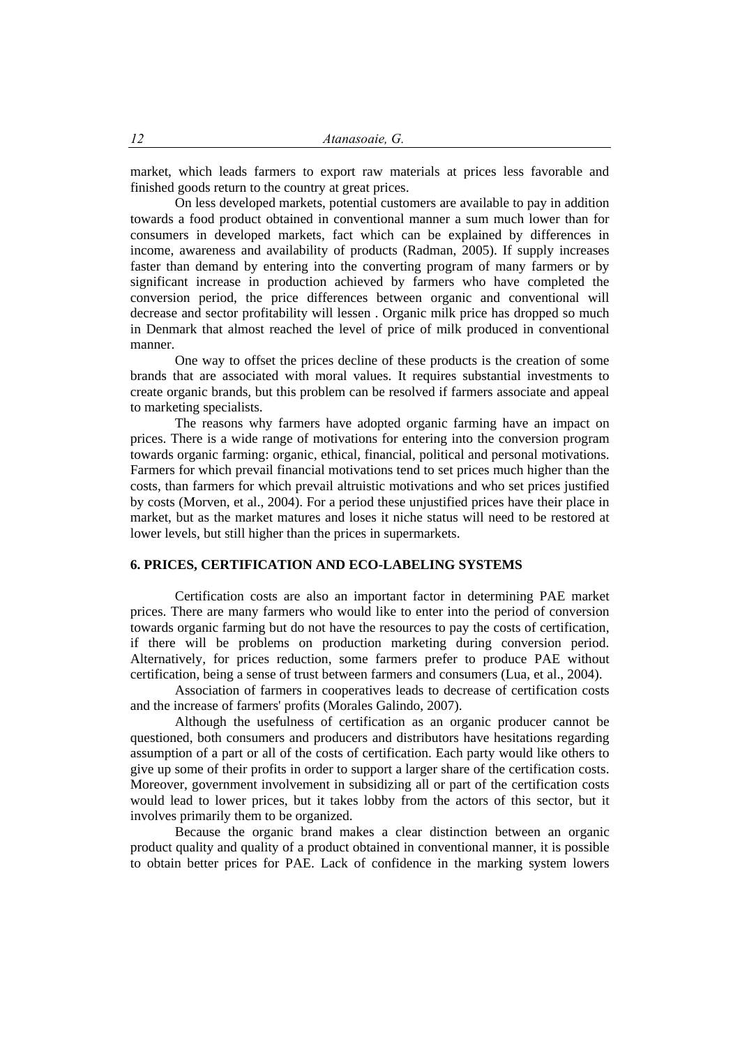market, which leads farmers to export raw materials at prices less favorable and finished goods return to the country at great prices.

On less developed markets, potential customers are available to pay in addition towards a food product obtained in conventional manner a sum much lower than for consumers in developed markets, fact which can be explained by differences in income, awareness and availability of products (Radman, 2005). If supply increases faster than demand by entering into the converting program of many farmers or by significant increase in production achieved by farmers who have completed the conversion period, the price differences between organic and conventional will decrease and sector profitability will lessen . Organic milk price has dropped so much in Denmark that almost reached the level of price of milk produced in conventional manner.

One way to offset the prices decline of these products is the creation of some brands that are associated with moral values. It requires substantial investments to create organic brands, but this problem can be resolved if farmers associate and appeal to marketing specialists.

The reasons why farmers have adopted organic farming have an impact on prices. There is a wide range of motivations for entering into the conversion program towards organic farming: organic, ethical, financial, political and personal motivations. Farmers for which prevail financial motivations tend to set prices much higher than the costs, than farmers for which prevail altruistic motivations and who set prices justified by costs (Morven, et al., 2004). For a period these unjustified prices have their place in market, but as the market matures and loses it niche status will need to be restored at lower levels, but still higher than the prices in supermarkets.

## 6. PRICES, CERTIFICATION AND ECO-LABELING SYSTEMS

Certification costs are also an important factor in determining PAE market prices. There are many farmers who would like to enter into the period of conversion towards organic farming but do not have the resources to pay the costs of certification, if there will be problems on production marketing during conversion period. Alternatively, for prices reduction, some farmers prefer to produce PAE without certification, being a sense of trust between farmers and consumers (Lua, et al., 2004).

Association of farmers in cooperatives leads to decrease of certification costs and the increase of farmers' profits (Morales Galindo, 2007).

Although the usefulness of certification as an organic producer cannot be questioned, both consumers and producers and distributors have hesitations regarding assumption of a part or all of the costs of certification. Each party would like others to give up some of their profits in order to support a larger share of the certification costs. Moreover, government involvement in subsidizing all or part of the certification costs would lead to lower prices, but it takes lobby from the actors of this sector, but it involves primarily them to be organized.

Because the organic brand makes a clear distinction between an organic product quality and quality of a product obtained in conventional manner, it is possible to obtain better prices for PAE. Lack of confidence in the marking system lowers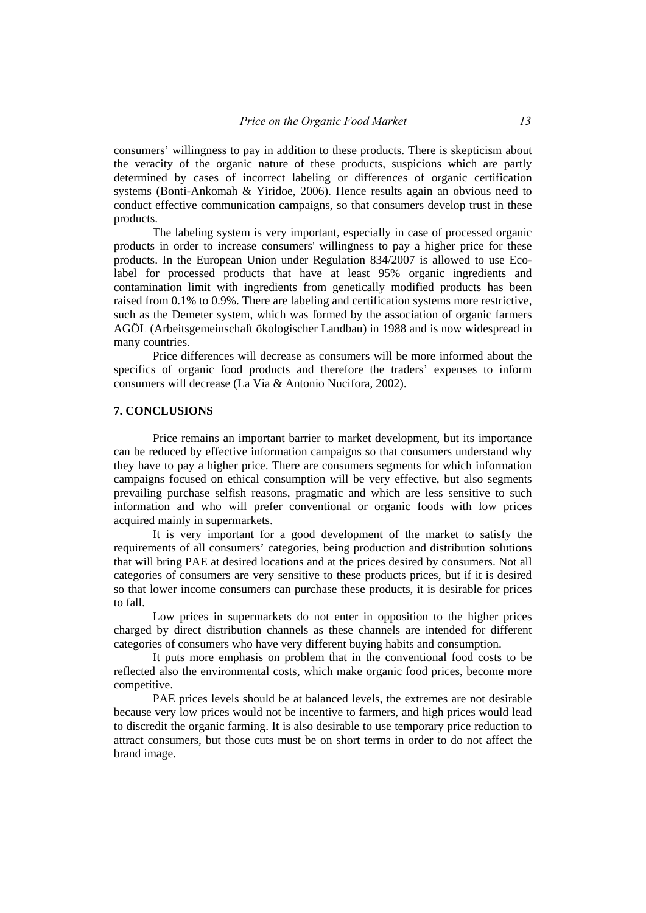consumers' willingness to pay in addition to these products. There is skepticism about the veracity of the organic nature of these products, suspicions which are partly determined by cases of incorrect labeling or differences of organic certification systems (Bonti-Ankomah & Yiridoe, 2006). Hence results again an obvious need to conduct effective communication campaigns, so that consumers develop trust in these products.

The labeling system is very important, especially in case of processed organic products in order to increase consumers' willingness to pay a higher price for these products. In the European Union under Regulation 834/2007 is allowed to use Eco-label for processed products that have at least 95% organic ingredients and contamination limit with ingredients from genetically modified products has been raised from 0.1% to 0.9%. There are labeling and certification systems more restrictive, such as the Demeter system, which was formed by the association of organic farmers AGÖL (Arbeitsgemeinschaft ökologischer Landbau) in 1988 and is now widespread in many countries.

Price differences will decrease as consumers will be more informed about the specifics of organic food products and therefore the traders' expenses to inform consumers will decrease (La Via & Antonio Nucifora, 2002).

## 7. CONCLUSIONS

Price remains an important barrier to market development, but its importance can be reduced by effective information campaigns so that consumers understand why they have to pay a higher price. There are consumers segments for which information campaigns focused on ethical consumption will be very effective, but also segments prevailing purchase selfish reasons, pragmatic and which are less sensitive to such information and who will prefer conventional or organic foods with low prices acquired mainly in supermarkets.

It is very important for a good development of the market to satisfy the requirements of all consumers' categories, being production and distribution solutions that will bring PAE at desired locations and at the prices desired by consumers. Not all categories of consumers are very sensitive to these products prices, but if it is desired so that lower income consumers can purchase these products, it is desirable for prices to fall.

Low prices in supermarkets do not enter in opposition to the higher prices charged by direct distribution channels as these channels are intended for different categories of consumers who have very different buying habits and consumption.

It puts more emphasis on problem that in the conventional food costs to be reflected also the environmental costs, which make organic food prices, become more competitive.

PAE prices levels should be at balanced levels, the extremes are not desirable because very low prices would not be incentive to farmers, and high prices would lead to discredit the organic farming. It is also desirable to use temporary price reduction to attract consumers, but those cuts must be on short terms in order to do not affect the brand image.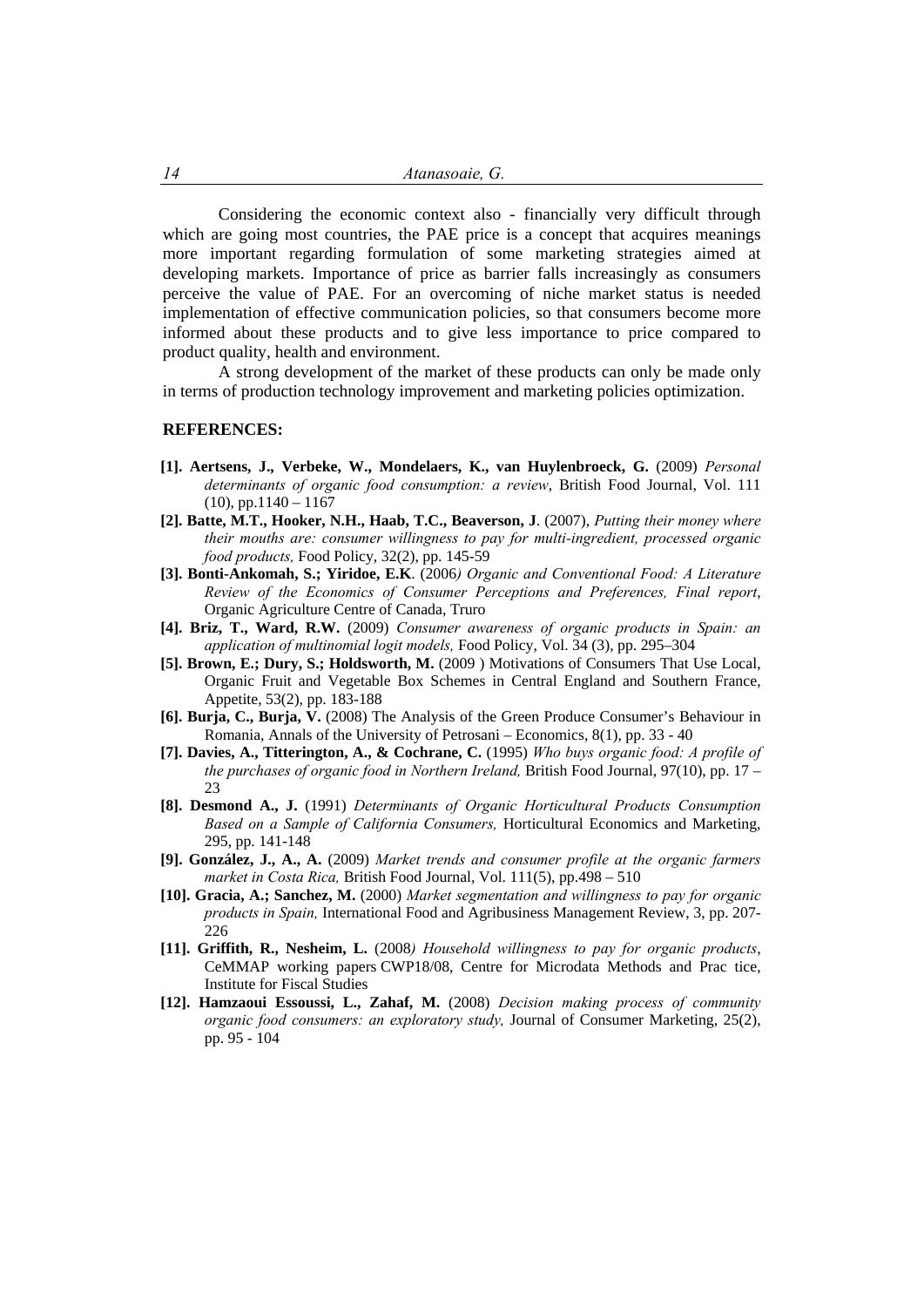Considering the economic context also - financially very difficult through which are going most countries, the PAE price is a concept that acquires meanings more important regarding formulation of some marketing strategies aimed at developing markets. Importance of price as barrier falls increasingly as consumers perceive the value of PAE. For an overcoming of niche market status is needed implementation of effective communication policies, so that consumers become more informed about these products and to give less importance to price compared to product quality, health and environment.

A strong development of the market of these products can only be made only in terms of production technology improvement and marketing policies optimization.

**REFERENCES:**

**[1]. Aertsens, J., Verbeke, W., Mondelaers, K., van Huylenbroeck, G.** (2009) *Personal determinants of organic food consumption: a review*, British Food Journal, Vol. 111 (10), pp.1140 – 1167

**[2]. Batte, M.T., Hooker, N.H., Haab, T.C., Beaverson, J**. (2007), *Putting their money where their mouths are: consumer willingness to pay for multi-ingredient, processed organic food products,* Food Policy, 32(2), pp. 145-59

**[3]. Bonti-Ankomah, S.; Yiridoe, E.K**. (2006*) Organic and Conventional Food: A Literature Review of the Economics of Consumer Perceptions and Preferences, Final report*, Organic Agriculture Centre of Canada, Truro

**[4]. Briz, T., Ward, R.W.** (2009) *Consumer awareness of organic products in Spain: an application of multinomial logit models,* Food Policy, Vol. 34 (3), pp. 295–304

**[5]. Brown, E.; Dury, S.; Holdsworth, M.** (2009 ) Motivations of Consumers That Use Local, Organic Fruit and Vegetable Box Schemes in Central England and Southern France, Appetite, 53(2), pp. 183-188

**[6]. Burja, C., Burja, V.** (2008) The Analysis of the Green Produce Consumer's Behaviour in Romania, Annals of the University of Petrosani – Economics, 8(1), pp. 33 - 40

**[7]. Davies, A., Titterington, A., & Cochrane, C.** (1995) *Who buys organic food: A profile of the purchases of organic food in Northern Ireland,* British Food Journal, 97(10), pp. 17 – 23

**[8]. Desmond A., J.** (1991) *Determinants of Organic Horticultural Products Consumption Based on a Sample of California Consumers,* Horticultural Economics and Marketing, 295, pp. 141-148

**[9]. González, J., A., A.** (2009) *Market trends and consumer profile at the organic farmers market in Costa Rica,* British Food Journal, Vol. 111(5), pp.498 – 510

**[10]. Gracia, A.; Sanchez, M.** (2000) *Market segmentation and willingness to pay for organic products in Spain,* International Food and Agribusiness Management Review, 3, pp. 207-226

**[11]. Griffith, R., Nesheim, L.** (2008*) Household willingness to pay for organic products*, CeMMAP working papers CWP18/08, Centre for Microdata Methods and Prac tice, Institute for Fiscal Studies

**[12]. Hamzaoui Essoussi, L., Zahaf, M.** (2008) *Decision making process of community organic food consumers: an exploratory study,* Journal of Consumer Marketing, 25(2), pp. 95 - 104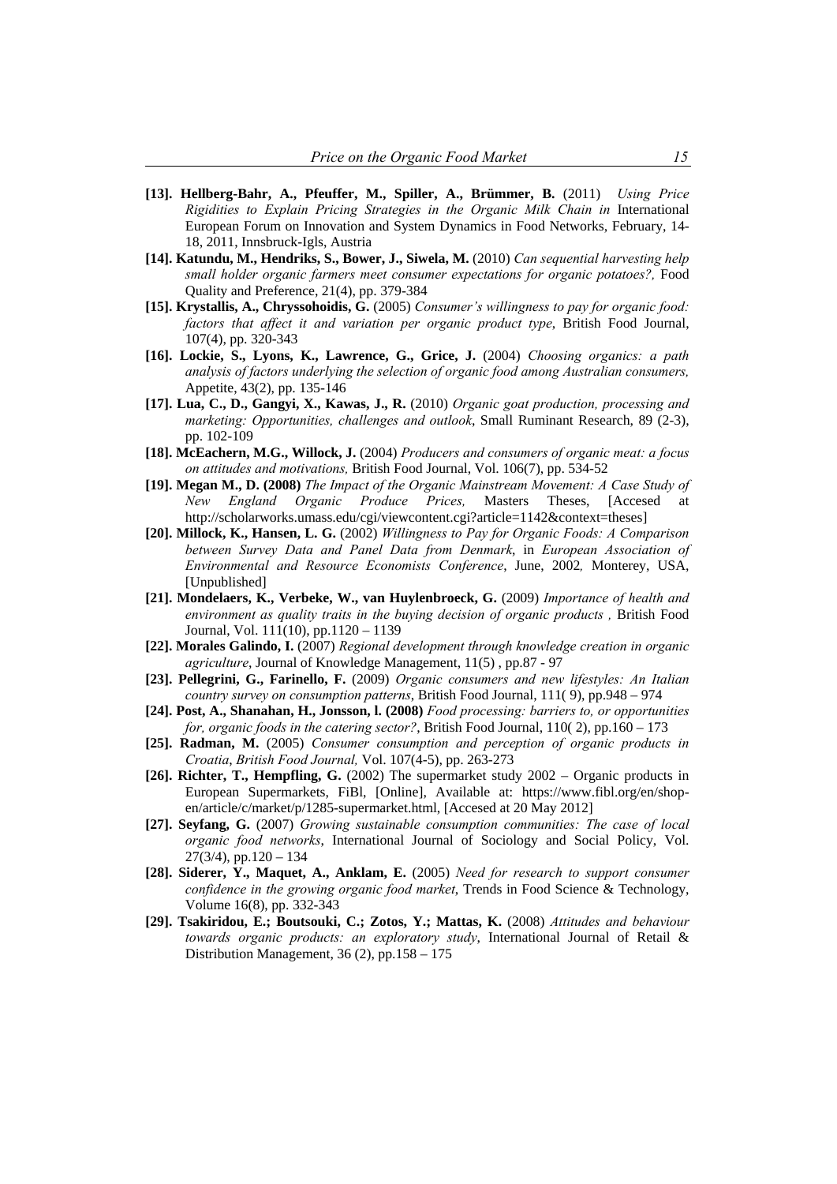**[13]. Hellberg-Bahr, A., Pfeuffer, M., Spiller, A., Brümmer, B.** (2011) *Using Price Rigidities to Explain Pricing Strategies in the Organic Milk Chain in* International European Forum on Innovation and System Dynamics in Food Networks, February, 14-18, 2011, Innsbruck-Igls, Austria

**[14]. Katundu, M., Hendriks, S., Bower, J., Siwela, M.** (2010) *Can sequential harvesting help small holder organic farmers meet consumer expectations for organic potatoes?,* Food Quality and Preference, 21(4), pp. 379-384

**[15]. Krystallis, A., Chryssohoidis, G.** (2005) *Consumer's willingness to pay for organic food: factors that affect it and variation per organic product type*, British Food Journal, 107(4), pp. 320-343

**[16]. Lockie, S., Lyons, K., Lawrence, G., Grice, J.** (2004) *Choosing organics: a path analysis of factors underlying the selection of organic food among Australian consumers,* Appetite, 43(2), pp. 135-146

**[17]. Lua, C., D., Gangyi, X., Kawas, J., R.** (2010) *Organic goat production, processing and marketing: Opportunities, challenges and outlook*, Small Ruminant Research, 89 (2-3), pp. 102-109

**[18]. McEachern, M.G., Willock, J.** (2004) *Producers and consumers of organic meat: a focus on attitudes and motivations,* British Food Journal, Vol. 106(7), pp. 534-52

**[19]. Megan M., D. (2008)** *The Impact of the Organic Mainstream Movement: A Case Study of New England Organic Produce Prices,* Masters Theses, [Accesed at http://scholarworks.umass.edu/cgi/viewcontent.cgi?article=1142&context=theses]

**[20]. Millock, K., Hansen, L. G.** (2002) *Willingness to Pay for Organic Foods: A Comparison between Survey Data and Panel Data from Denmark*, in *European Association of Environmental and Resource Economists Conference*, June, 2002*,* Monterey, USA, [Unpublished]

**[21]. Mondelaers, K., Verbeke, W., van Huylenbroeck, G.** (2009) *Importance of health and environment as quality traits in the buying decision of organic products ,* British Food Journal, Vol. 111(10), pp.1120 – 1139

**[22]. Morales Galindo, I.** (2007) *Regional development through knowledge creation in organic agriculture*, Journal of Knowledge Management, 11(5) , pp.87 - 97

**[23]. Pellegrini, G., Farinello, F.** (2009) *Organic consumers and new lifestyles: An Italian country survey on consumption patterns*, British Food Journal, 111( 9), pp.948 – 974

**[24]. Post, A., Shanahan, H., Jonsson, l. (2008)** *Food processing: barriers to, or opportunities for, organic foods in the catering sector?*, British Food Journal, 110( 2), pp.160 – 173

**[25]. Radman, M.** (2005) *Consumer consumption and perception of organic products in Croatia*, *British Food Journal,* Vol. 107(4-5), pp. 263-273

**[26]. Richter, T., Hempfling, G.** (2002) The supermarket study 2002 – Organic products in European Supermarkets, FiBl, [Online], Available at: https://www.fibl.org/en/shop-en/article/c/market/p/1285-supermarket.html, [Accesed at 20 May 2012]

**[27]. Seyfang, G.** (2007) *Growing sustainable consumption communities: The case of local organic food networks*, International Journal of Sociology and Social Policy, Vol. 27(3/4), pp.120 – 134

**[28]. Siderer, Y., Maquet, A., Anklam, E.** (2005) *Need for research to support consumer confidence in the growing organic food market*, Trends in Food Science & Technology, Volume 16(8), pp. 332-343

**[29]. Tsakiridou, E.; Boutsouki, C.; Zotos, Y.; Mattas, K.** (2008) *Attitudes and behaviour towards organic products: an exploratory study*, International Journal of Retail & Distribution Management, 36 (2), pp.158 – 175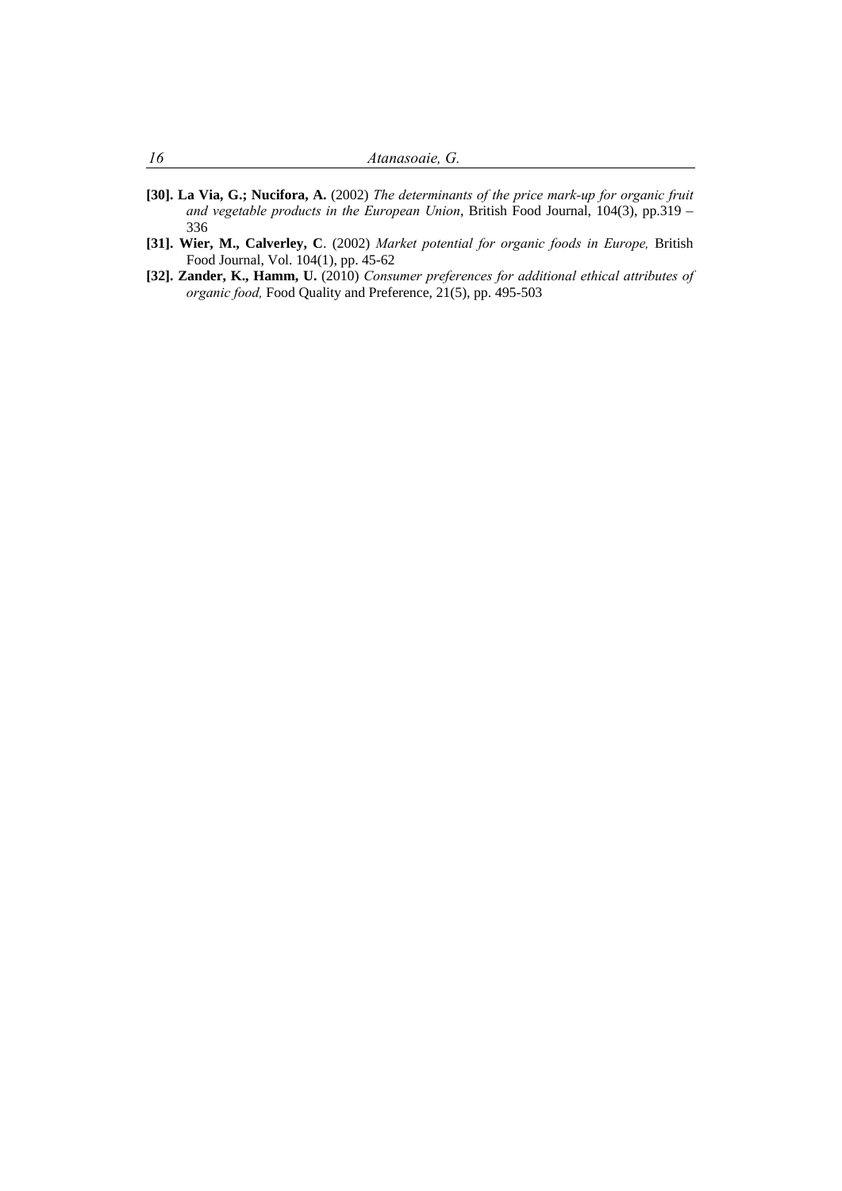**[30]. La Via, G.; Nucifora, A.** (2002) *The determinants of the price mark-up for organic fruit and vegetable products in the European Union*, British Food Journal, 104(3), pp.319 – 336

**[31]. Wier, M., Calverley, C**. (2002) *Market potential for organic foods in Europe,* British Food Journal, Vol. 104(1), pp. 45-62

**[32]. Zander, K., Hamm, U.** (2010) *Consumer preferences for additional ethical attributes of organic food,* Food Quality and Preference, 21(5), pp. 495-503